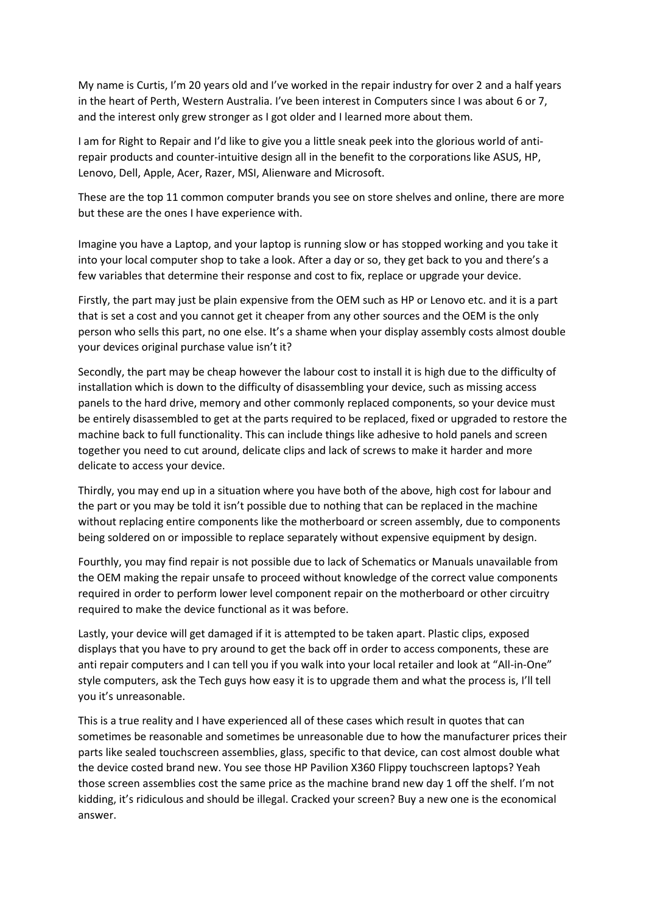My name is Curtis, I'm 20 years old and I've worked in the repair industry for over 2 and a half years in the heart of Perth, Western Australia. I've been interest in Computers since I was about 6 or 7, and the interest only grew stronger as I got older and I learned more about them.

I am for Right to Repair and I'd like to give you a little sneak peek into the glorious world of anti-repair products and counter-intuitive design all in the benefit to the corporations like ASUS, HP, Lenovo, Dell, Apple, Acer, Razer, MSI, Alienware and Microsoft.

These are the top 11 common computer brands you see on store shelves and online, there are more but these are the ones I have experience with.

Imagine you have a Laptop, and your laptop is running slow or has stopped working and you take it into your local computer shop to take a look. After a day or so, they get back to you and there's a few variables that determine their response and cost to fix, replace or upgrade your device.

Firstly, the part may just be plain expensive from the OEM such as HP or Lenovo etc. and it is a part that is set a cost and you cannot get it cheaper from any other sources and the OEM is the only person who sells this part, no one else. It's a shame when your display assembly costs almost double your devices original purchase value isn't it?

Secondly, the part may be cheap however the labour cost to install it is high due to the difficulty of installation which is down to the difficulty of disassembling your device, such as missing access panels to the hard drive, memory and other commonly replaced components, so your device must be entirely disassembled to get at the parts required to be replaced, fixed or upgraded to restore the machine back to full functionality. This can include things like adhesive to hold panels and screen together you need to cut around, delicate clips and lack of screws to make it harder and more delicate to access your device.

Thirdly, you may end up in a situation where you have both of the above, high cost for labour and the part or you may be told it isn't possible due to nothing that can be replaced in the machine without replacing entire components like the motherboard or screen assembly, due to components being soldered on or impossible to replace separately without expensive equipment by design.

Fourthly, you may find repair is not possible due to lack of Schematics or Manuals unavailable from the OEM making the repair unsafe to proceed without knowledge of the correct value components required in order to perform lower level component repair on the motherboard or other circuitry required to make the device functional as it was before.

Lastly, your device will get damaged if it is attempted to be taken apart. Plastic clips, exposed displays that you have to pry around to get the back off in order to access components, these are anti repair computers and I can tell you if you walk into your local retailer and look at "All-in-One" style computers, ask the Tech guys how easy it is to upgrade them and what the process is, I'll tell you it's unreasonable.

This is a true reality and I have experienced all of these cases which result in quotes that can sometimes be reasonable and sometimes be unreasonable due to how the manufacturer prices their parts like sealed touchscreen assemblies, glass, specific to that device, can cost almost double what the device costed brand new. You see those HP Pavilion X360 Flippy touchscreen laptops? Yeah those screen assemblies cost the same price as the machine brand new day 1 off the shelf. I'm not kidding, it's ridiculous and should be illegal. Cracked your screen? Buy a new one is the economical answer.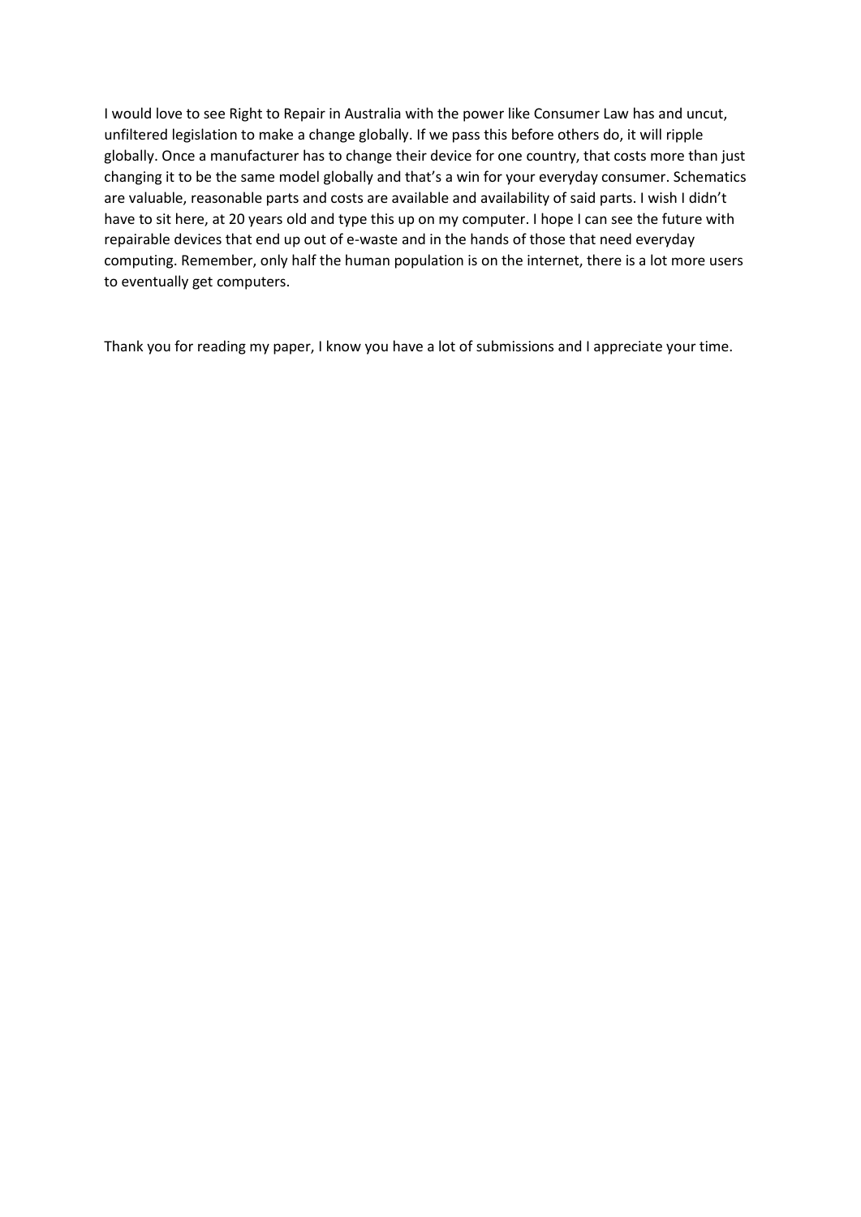I would love to see Right to Repair in Australia with the power like Consumer Law has and uncut, unfiltered legislation to make a change globally. If we pass this before others do, it will ripple globally. Once a manufacturer has to change their device for one country, that costs more than just changing it to be the same model globally and that's a win for your everyday consumer. Schematics are valuable, reasonable parts and costs are available and availability of said parts. I wish I didn't have to sit here, at 20 years old and type this up on my computer. I hope I can see the future with repairable devices that end up out of e-waste and in the hands of those that need everyday computing. Remember, only half the human population is on the internet, there is a lot more users to eventually get computers.

Thank you for reading my paper, I know you have a lot of submissions and I appreciate your time.